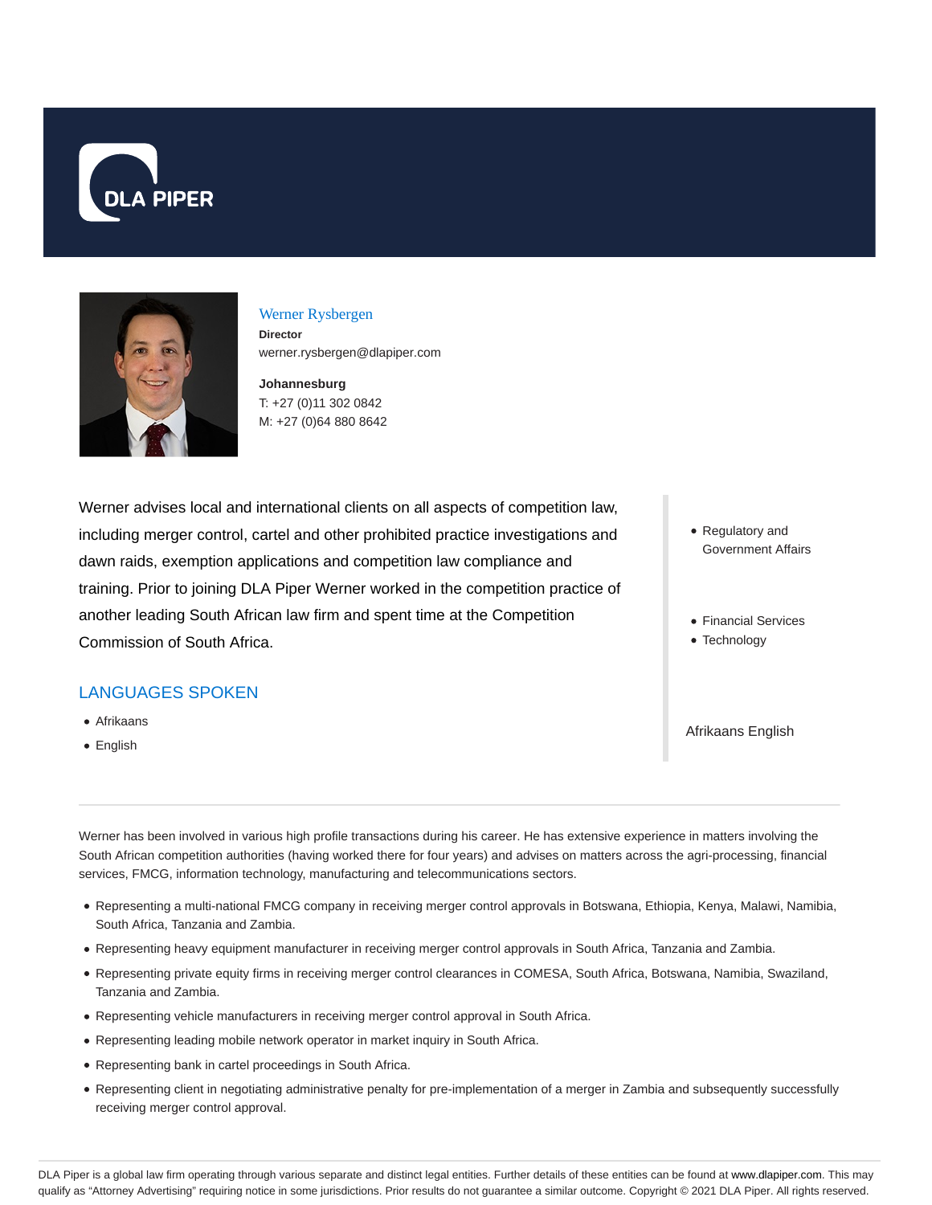DLA PIPER

## Werner Rysbergen

**Director**

werner.rysbergen@dlapiper.com

**Johannesburg**

T: +27 (0)11 302 0842

M: +27 (0)64 880 8642

Werner advises local and international clients on all aspects of competition law, including merger control, cartel and other prohibited practice investigations and dawn raids, exemption applications and competition law compliance and training. Prior to joining DLA Piper Werner worked in the competition practice of another leading South African law firm and spent time at the Competition Commission of South Africa.

## LANGUAGES SPOKEN

- Afrikaans
- English

- Regulatory and Government Affairs

- Financial Services
- Technology

Afrikaans English

---

Werner has been involved in various high profile transactions during his career. He has extensive experience in matters involving the South African competition authorities (having worked there for four years) and advises on matters across the agri-processing, financial services, FMCG, information technology, manufacturing and telecommunications sectors.

- Representing a multi-national FMCG company in receiving merger control approvals in Botswana, Ethiopia, Kenya, Malawi, Namibia, South Africa, Tanzania and Zambia.
- Representing heavy equipment manufacturer in receiving merger control approvals in South Africa, Tanzania and Zambia.
- Representing private equity firms in receiving merger control clearances in COMESA, South Africa, Botswana, Namibia, Swaziland, Tanzania and Zambia.
- Representing vehicle manufacturers in receiving merger control approval in South Africa.
- Representing leading mobile network operator in market inquiry in South Africa.
- Representing bank in cartel proceedings in South Africa.
- Representing client in negotiating administrative penalty for pre-implementation of a merger in Zambia and subsequently successfully receiving merger control approval.

DLA Piper is a global law firm operating through various separate and distinct legal entities. Further details of these entities can be found at www.dlapiper.com. This may qualify as "Attorney Advertising" requiring notice in some jurisdictions. Prior results do not guarantee a similar outcome. Copyright © 2021 DLA Piper. All rights reserved.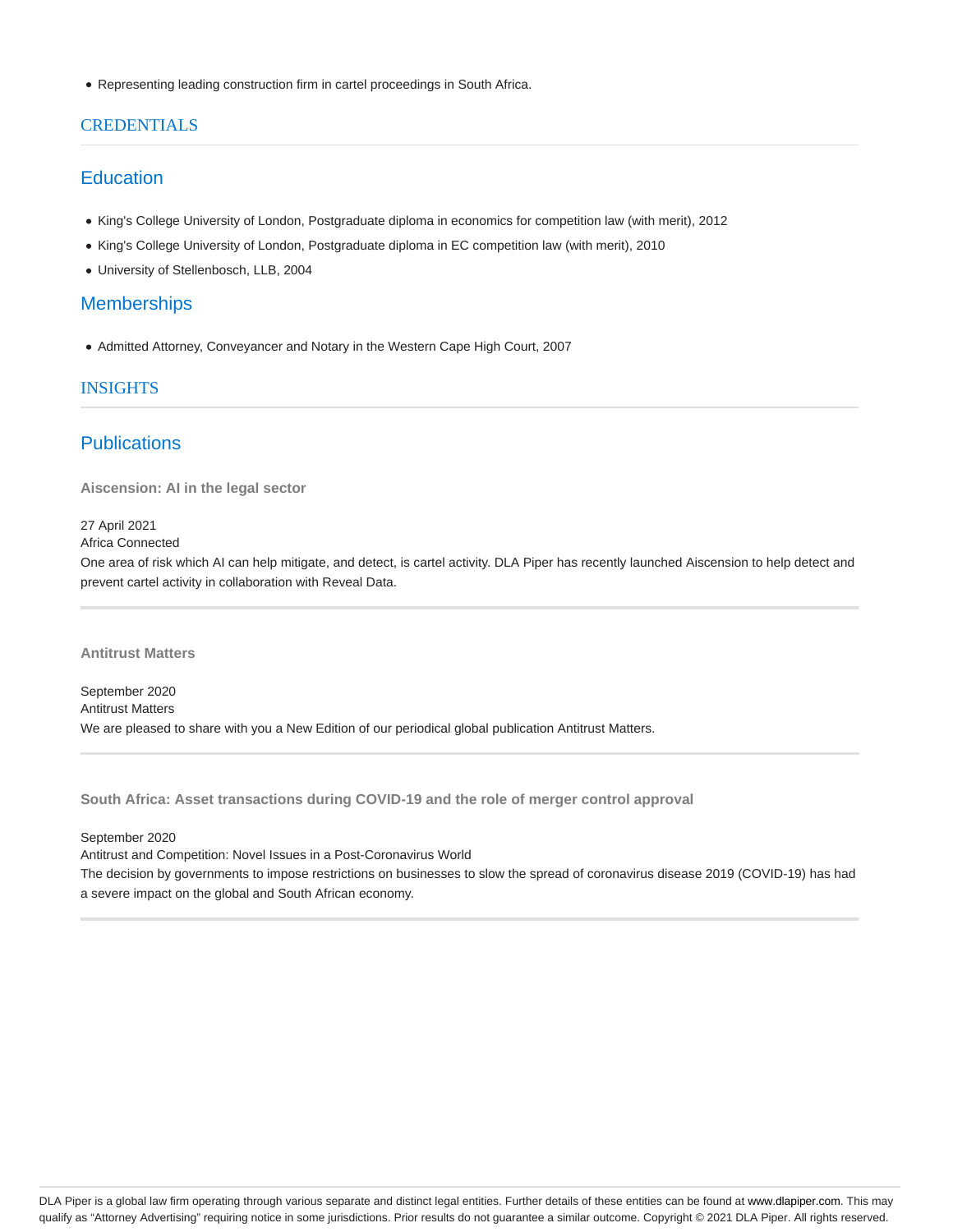- Representing leading construction firm in cartel proceedings in South Africa.

## CREDENTIALS

### Education

- King's College University of London, Postgraduate diploma in economics for competition law (with merit), 2012
- King's College University of London, Postgraduate diploma in EC competition law (with merit), 2010
- University of Stellenbosch, LLB, 2004

### Memberships

- Admitted Attorney, Conveyancer and Notary in the Western Cape High Court, 2007

## INSIGHTS

### Publications

**Aiscension: AI in the legal sector**

27 April 2021
Africa Connected
One area of risk which AI can help mitigate, and detect, is cartel activity. DLA Piper has recently launched Aiscension to help detect and prevent cartel activity in collaboration with Reveal Data.

---

**Antitrust Matters**

September 2020
Antitrust Matters
We are pleased to share with you a New Edition of our periodical global publication Antitrust Matters.

---

**South Africa: Asset transactions during COVID-19 and the role of merger control approval**

September 2020
Antitrust and Competition: Novel Issues in a Post-Coronavirus World
The decision by governments to impose restrictions on businesses to slow the spread of coronavirus disease 2019 (COVID-19) has had a severe impact on the global and South African economy.

---

DLA Piper is a global law firm operating through various separate and distinct legal entities. Further details of these entities can be found at www.dlapiper.com. This may qualify as "Attorney Advertising" requiring notice in some jurisdictions. Prior results do not guarantee a similar outcome. Copyright © 2021 DLA Piper. All rights reserved.